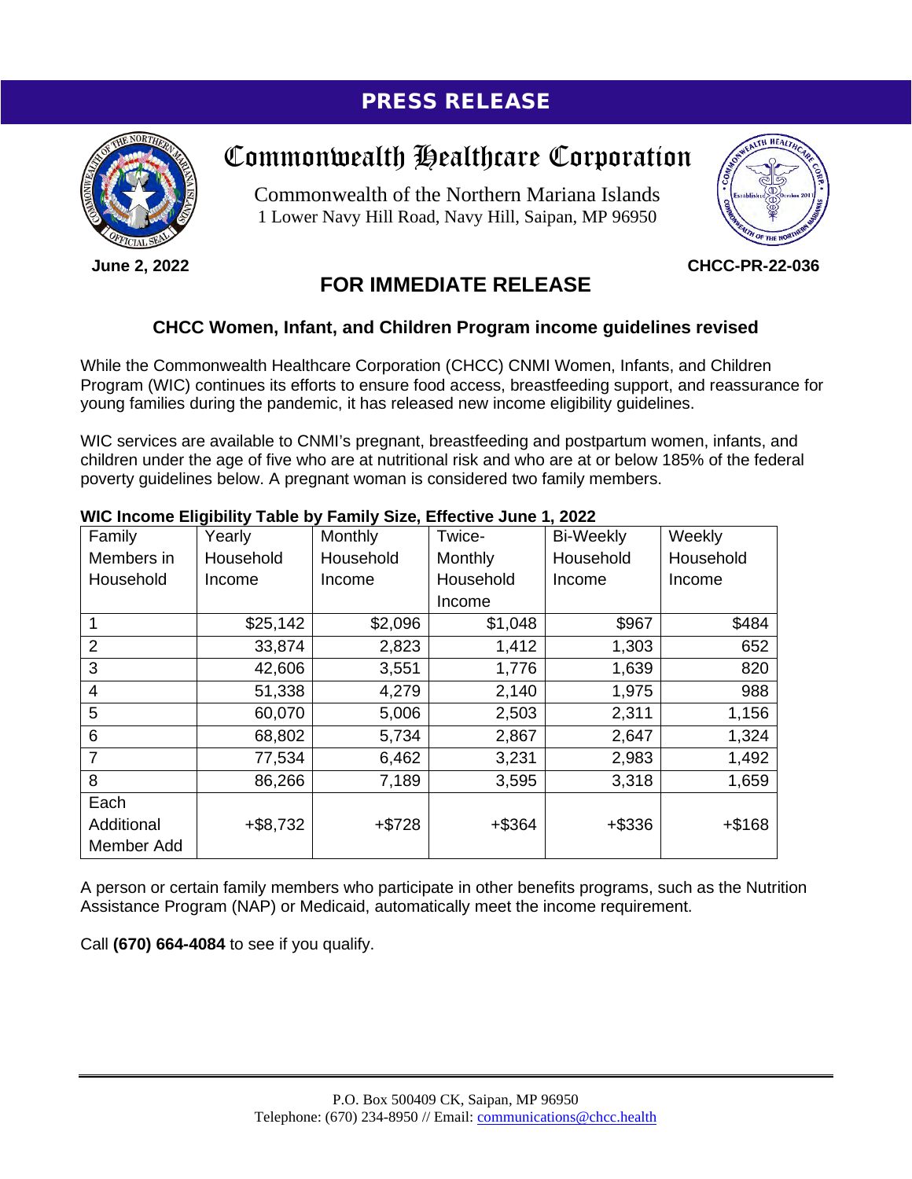**PRESS RELEASE**

# Commonwealth Healthcare Corporation

Commonwealth of the Northern Mariana Islands
1 Lower Navy Hill Road, Navy Hill, Saipan, MP 96950

**June 2, 2022** **CHCC-PR-22-036**

## FOR IMMEDIATE RELEASE

### CHCC Women, Infant, and Children Program income guidelines revised

While the Commonwealth Healthcare Corporation (CHCC) CNMI Women, Infants, and Children Program (WIC) continues its efforts to ensure food access, breastfeeding support, and reassurance for young families during the pandemic, it has released new income eligibility guidelines.

WIC services are available to CNMI's pregnant, breastfeeding and postpartum women, infants, and children under the age of five who are at nutritional risk and who are at or below 185% of the federal poverty guidelines below. A pregnant woman is considered two family members.

**WIC Income Eligibility Table by Family Size, Effective June 1, 2022**

| Family Members in Household | Yearly Household Income | Monthly Household Income | Twice-Monthly Household Income | Bi-Weekly Household Income | Weekly Household Income |
|---|---|---|---|---|---|
| 1 | $25,142 | $2,096 | $1,048 | $967 | $484 |
| 2 | 33,874 | 2,823 | 1,412 | 1,303 | 652 |
| 3 | 42,606 | 3,551 | 1,776 | 1,639 | 820 |
| 4 | 51,338 | 4,279 | 2,140 | 1,975 | 988 |
| 5 | 60,070 | 5,006 | 2,503 | 2,311 | 1,156 |
| 6 | 68,802 | 5,734 | 2,867 | 2,647 | 1,324 |
| 7 | 77,534 | 6,462 | 3,231 | 2,983 | 1,492 |
| 8 | 86,266 | 7,189 | 3,595 | 3,318 | 1,659 |
| Each Additional Member Add | +$8,732 | +$728 | +$364 | +$336 | +$168 |

A person or certain family members who participate in other benefits programs, such as the Nutrition Assistance Program (NAP) or Medicaid, automatically meet the income requirement.

Call **(670) 664-4084** to see if you qualify.

P.O. Box 500409 CK, Saipan, MP 96950
Telephone: (670) 234-8950 // Email: communications@chcc.health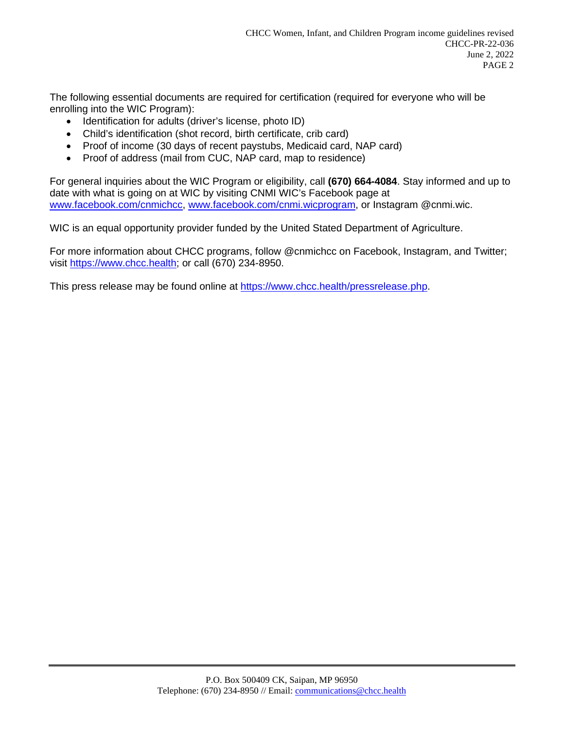The following essential documents are required for certification (required for everyone who will be enrolling into the WIC Program):

- Identification for adults (driver's license, photo ID)
- Child's identification (shot record, birth certificate, crib card)
- Proof of income (30 days of recent paystubs, Medicaid card, NAP card)
- Proof of address (mail from CUC, NAP card, map to residence)

For general inquiries about the WIC Program or eligibility, call **(670) 664-4084**. Stay informed and up to date with what is going on at WIC by visiting CNMI WIC's Facebook page at www.facebook.com/cnmichcc, www.facebook.com/cnmi.wicprogram, or Instagram @cnmi.wic.

WIC is an equal opportunity provider funded by the United Stated Department of Agriculture.

For more information about CHCC programs, follow @cnmichcc on Facebook, Instagram, and Twitter; visit https://www.chcc.health; or call (670) 234-8950.

This press release may be found online at https://www.chcc.health/pressrelease.php.